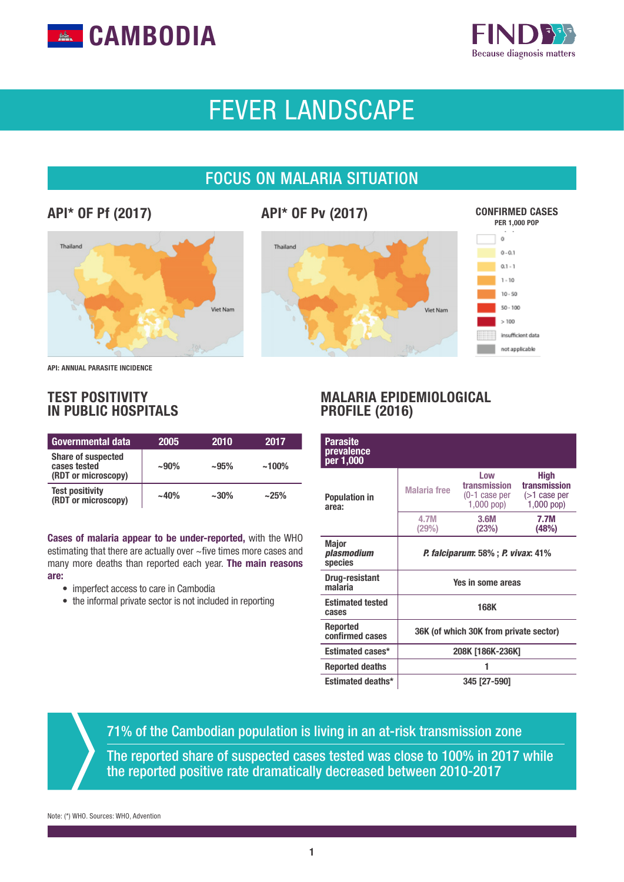# CAMBODIA

# FEVER LANDSCAPE

## FOCUS ON MALARIA SITUATION

### API* OF Pf (2017)

### API* OF Pv (2017)

**CONFIRMED CASES**
PER 1,000 POP

- 0
- 0 - 0.1
- 0.1 - 1
- 1 - 10
- 10 - 50
- 50 - 100
- > 100
- insufficient data
- not applicable

API: ANNUAL PARASITE INCIDENCE

### TEST POSITIVITY IN PUBLIC HOSPITALS

| Governmental data | 2005 | 2010 | 2017 |
|---|---|---|---|
| Share of suspected cases tested (RDT or microscopy) | ~90% | ~95% | ~100% |
| Test positivity (RDT or microscopy) | ~40% | ~30% | ~25% |

**Cases of malaria appear to be under-reported,** with the WHO estimating that there are actually over ~five times more cases and many more deaths than reported each year. **The main reasons are:**

- imperfect access to care in Cambodia
- the informal private sector is not included in reporting

### MALARIA EPIDEMIOLOGICAL PROFILE (2016)

| Parasite prevalence per 1,000 | | | |
|---|---|---|---|
| Population in area: | Malaria free | Low transmission (0-1 case per 1,000 pop) | High transmission (>1 case per 1,000 pop) |
| | 4.7M (29%) | 3.6M (23%) | 7.7M (48%) |
| Major *plasmodium* species | *P. falciparum*: 58% ; *P. vivax*: 41% | | |
| Drug-resistant malaria | Yes in some areas | | |
| Estimated tested cases | 168K | | |
| Reported confirmed cases | 36K (of which 30K from private sector) | | |
| Estimated cases* | 208K [186K-236K] | | |
| Reported deaths | 1 | | |
| Estimated deaths* | 345 [27-590] | | |

71% of the Cambodian population is living in an at-risk transmission zone

The reported share of suspected cases tested was close to 100% in 2017 while the reported positive rate dramatically decreased between 2010-2017

Note: (*) WHO. Sources: WHO, Advention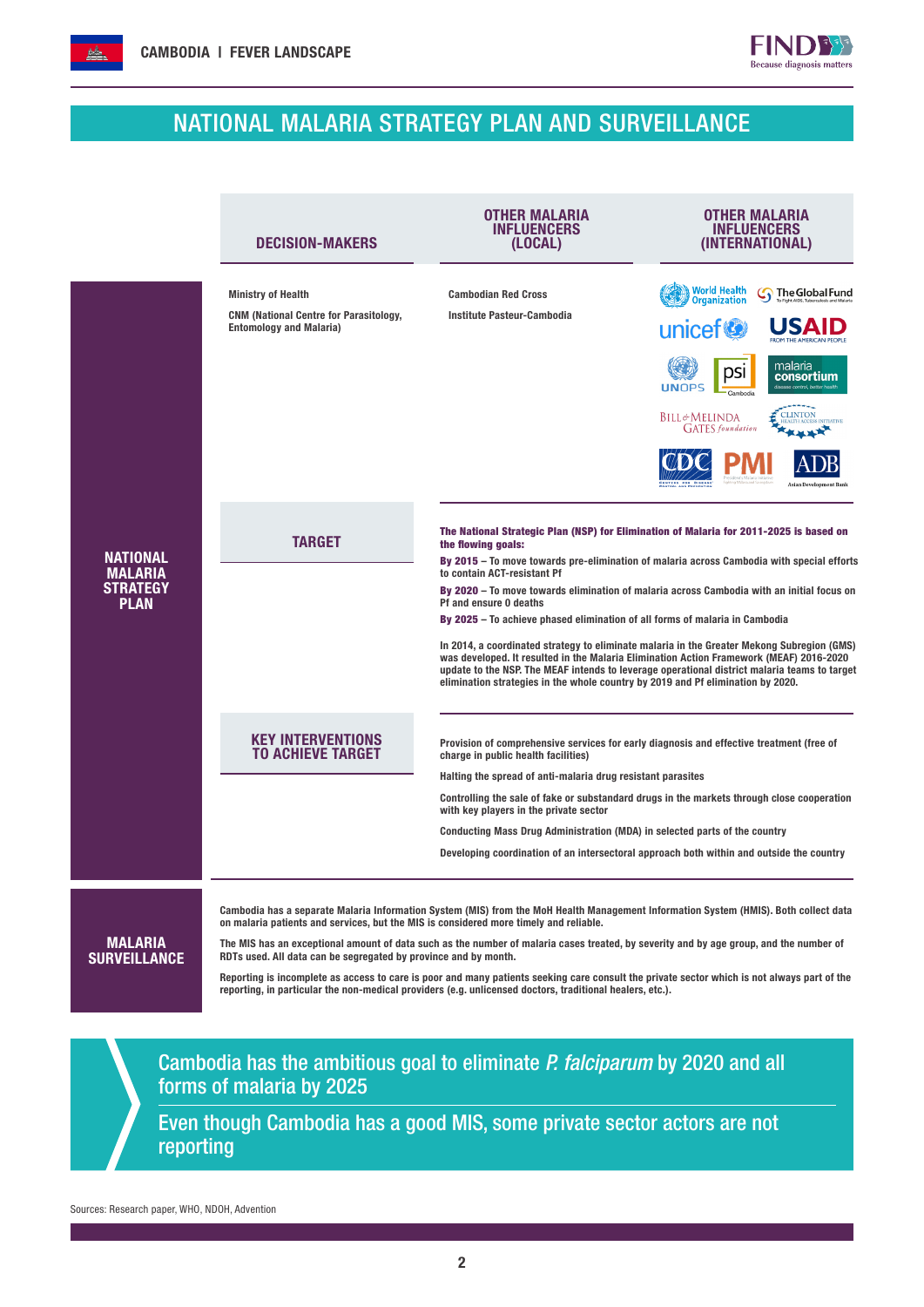# NATIONAL MALARIA STRATEGY PLAN AND SURVEILLANCE

## NATIONAL MALARIA STRATEGY PLAN

| DECISION-MAKERS | OTHER MALARIA INFLUENCERS (LOCAL) | OTHER MALARIA INFLUENCERS (INTERNATIONAL) |
| --- | --- | --- |
| Ministry of Health<br>CNM (National Centre for Parasitology, Entomology and Malaria) | Cambodian Red Cross<br>Institute Pasteur-Cambodia | World Health Organization, The Global Fund, unicef, USAID, UNOPS, psi Cambodia, malaria consortium, Bill & Melinda Gates foundation, Clinton Health Access Initiative, CDC, PMI, ADB Asian Development Bank |

### TARGET

**The National Strategic Plan (NSP) for Elimination of Malaria for 2011-2025 is based on the flowing goals:**

**By 2015** – To move towards pre-elimination of malaria across Cambodia with special efforts to contain ACT-resistant Pf

**By 2020** – To move towards elimination of malaria across Cambodia with an initial focus on Pf and ensure 0 deaths

**By 2025** – To achieve phased elimination of all forms of malaria in Cambodia

In 2014, a coordinated strategy to eliminate malaria in the Greater Mekong Subregion (GMS) was developed. It resulted in the Malaria Elimination Action Framework (MEAF) 2016-2020 update to the NSP. The MEAF intends to leverage operational district malaria teams to target elimination strategies in the whole country by 2019 and Pf elimination by 2020.

### KEY INTERVENTIONS TO ACHIEVE TARGET

- Provision of comprehensive services for early diagnosis and effective treatment (free of charge in public health facilities)
- Halting the spread of anti-malaria drug resistant parasites
- Controlling the sale of fake or substandard drugs in the markets through close cooperation with key players in the private sector
- Conducting Mass Drug Administration (MDA) in selected parts of the country
- Developing coordination of an intersectoral approach both within and outside the country

## MALARIA SURVEILLANCE

Cambodia has a separate Malaria Information System (MIS) from the MoH Health Management Information System (HMIS). Both collect data on malaria patients and services, but the MIS is considered more timely and reliable.

The MIS has an exceptional amount of data such as the number of malaria cases treated, by severity and by age group, and the number of RDTs used. All data can be segregated by province and by month.

Reporting is incomplete as access to care is poor and many patients seeking care consult the private sector which is not always part of the reporting, in particular the non-medical providers (e.g. unlicensed doctors, traditional healers, etc.).

> Cambodia has the ambitious goal to eliminate *P. falciparum* by 2020 and all forms of malaria by 2025
>
> Even though Cambodia has a good MIS, some private sector actors are not reporting

Sources: Research paper, WHO, NDOH, Advention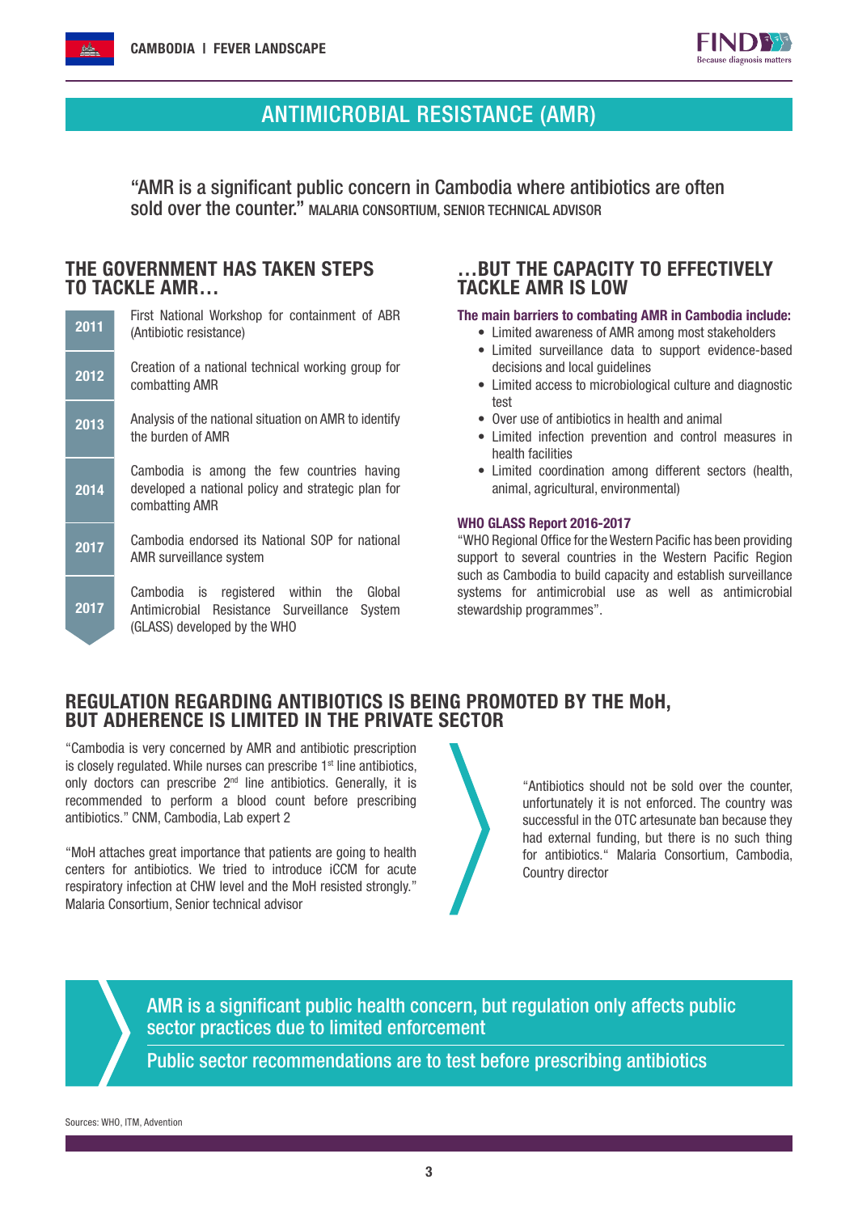# ANTIMICROBIAL RESISTANCE (AMR)

"AMR is a significant public concern in Cambodia where antibiotics are often sold over the counter." MALARIA CONSORTIUM, SENIOR TECHNICAL ADVISOR

## THE GOVERNMENT HAS TAKEN STEPS TO TACKLE AMR…

| Year | Step |
|---|---|
| 2011 | First National Workshop for containment of ABR (Antibiotic resistance) |
| 2012 | Creation of a national technical working group for combatting AMR |
| 2013 | Analysis of the national situation on AMR to identify the burden of AMR |
| 2014 | Cambodia is among the few countries having developed a national policy and strategic plan for combatting AMR |
| 2017 | Cambodia endorsed its National SOP for national AMR surveillance system |
| 2017 | Cambodia is registered within the Global Antimicrobial Resistance Surveillance System (GLASS) developed by the WHO |

## …BUT THE CAPACITY TO EFFECTIVELY TACKLE AMR IS LOW

**The main barriers to combating AMR in Cambodia include:**

- Limited awareness of AMR among most stakeholders
- Limited surveillance data to support evidence-based decisions and local guidelines
- Limited access to microbiological culture and diagnostic test
- Over use of antibiotics in health and animal
- Limited infection prevention and control measures in health facilities
- Limited coordination among different sectors (health, animal, agricultural, environmental)

**WHO GLASS Report 2016-2017**

"WHO Regional Office for the Western Pacific has been providing support to several countries in the Western Pacific Region such as Cambodia to build capacity and establish surveillance systems for antimicrobial use as well as antimicrobial stewardship programmes".

## REGULATION REGARDING ANTIBIOTICS IS BEING PROMOTED BY THE MoH, BUT ADHERENCE IS LIMITED IN THE PRIVATE SECTOR

"Cambodia is very concerned by AMR and antibiotic prescription is closely regulated. While nurses can prescribe 1st line antibiotics, only doctors can prescribe 2nd line antibiotics. Generally, it is recommended to perform a blood count before prescribing antibiotics." CNM, Cambodia, Lab expert 2

"MoH attaches great importance that patients are going to health centers for antibiotics. We tried to introduce iCCM for acute respiratory infection at CHW level and the MoH resisted strongly." Malaria Consortium, Senior technical advisor

"Antibiotics should not be sold over the counter, unfortunately it is not enforced. The country was successful in the OTC artesunate ban because they had external funding, but there is no such thing for antibiotics." Malaria Consortium, Cambodia, Country director

**AMR is a significant public health concern, but regulation only affects public sector practices due to limited enforcement**

**Public sector recommendations are to test before prescribing antibiotics**

Sources: WHO, ITM, Advention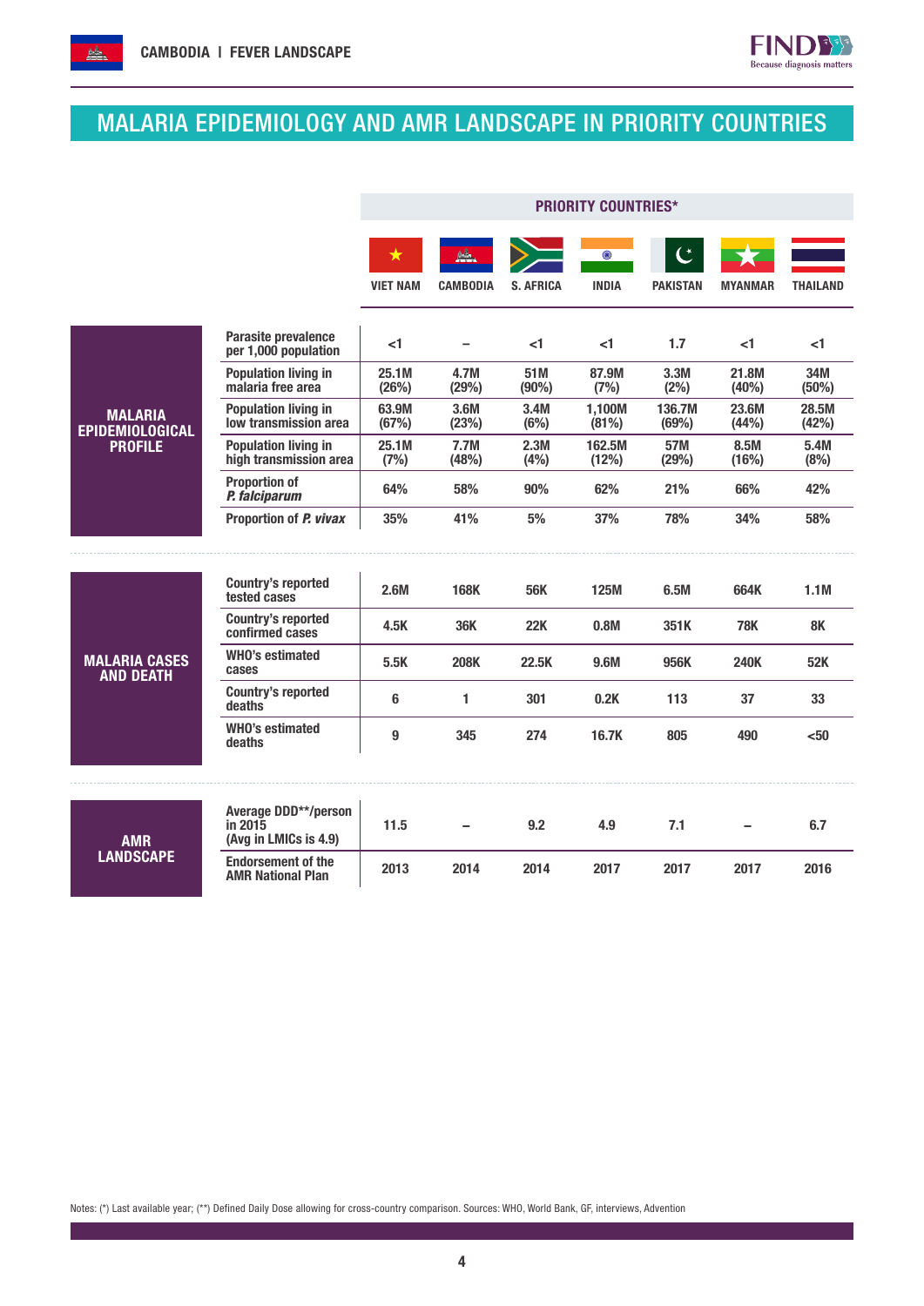# MALARIA EPIDEMIOLOGY AND AMR LANDSCAPE IN PRIORITY COUNTRIES

| | | PRIORITY COUNTRIES* | | | | | | |
|---|---|---|---|---|---|---|---|---|
| | | VIET NAM | CAMBODIA | S. AFRICA | INDIA | PAKISTAN | MYANMAR | THAILAND |
| **MALARIA EPIDEMIOLOGICAL PROFILE** | Parasite prevalence per 1,000 population | <1 | – | <1 | <1 | 1.7 | <1 | <1 |
| | Population living in malaria free area | 25.1M (26%) | 4.7M (29%) | 51M (90%) | 87.9M (7%) | 3.3M (2%) | 21.8M (40%) | 34M (50%) |
| | Population living in low transmission area | 63.9M (67%) | 3.6M (23%) | 3.4M (6%) | 1,100M (81%) | 136.7M (69%) | 23.6M (44%) | 28.5M (42%) |
| | Population living in high transmission area | 25.1M (7%) | 7.7M (48%) | 2.3M (4%) | 162.5M (12%) | 57M (29%) | 8.5M (16%) | 5.4M (8%) |
| | Proportion of *P. falciparum* | 64% | 58% | 90% | 62% | 21% | 66% | 42% |
| | Proportion of *P. vivax* | 35% | 41% | 5% | 37% | 78% | 34% | 58% |
| **MALARIA CASES AND DEATH** | Country's reported tested cases | 2.6M | 168K | 56K | 125M | 6.5M | 664K | 1.1M |
| | Country's reported confirmed cases | 4.5K | 36K | 22K | 0.8M | 351K | 78K | 8K |
| | WHO's estimated cases | 5.5K | 208K | 22.5K | 9.6M | 956K | 240K | 52K |
| | Country's reported deaths | 6 | 1 | 301 | 0.2K | 113 | 37 | 33 |
| | WHO's estimated deaths | 9 | 345 | 274 | 16.7K | 805 | 490 | <50 |
| **AMR LANDSCAPE** | Average DDD**/person in 2015 (Avg in LMICs is 4.9) | 11.5 | – | 9.2 | 4.9 | 7.1 | – | 6.7 |
| | Endorsement of the AMR National Plan | 2013 | 2014 | 2014 | 2017 | 2017 | 2017 | 2016 |

Notes: (*) Last available year; (**) Defined Daily Dose allowing for cross-country comparison. Sources: WHO, World Bank, GF, interviews, Advention